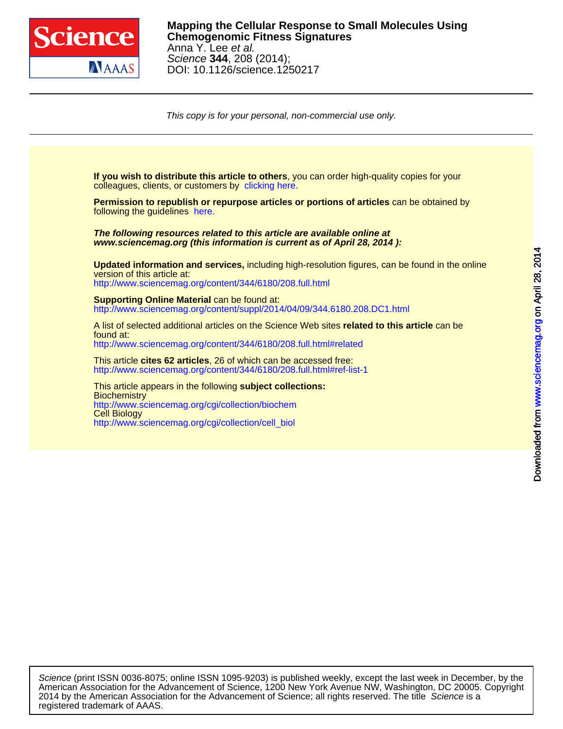**Mapping the Cellular Response to Small Molecules Using Chemogenomic Fitness Signatures**
Anna Y. Lee *et al.*
*Science* **344**, 208 (2014);
DOI: 10.1126/science.1250217

*This copy is for your personal, non-commercial use only.*

**If you wish to distribute this article to others**, you can order high-quality copies for your colleagues, clients, or customers by clicking here.

**Permission to republish or repurpose articles or portions of articles** can be obtained by following the guidelines here.

***The following resources related to this article are available online at www.sciencemag.org (this information is current as of April 28, 2014 ):***

**Updated information and services,** including high-resolution figures, can be found in the online version of this article at:
http://www.sciencemag.org/content/344/6180/208.full.html

**Supporting Online Material** can be found at:
http://www.sciencemag.org/content/suppl/2014/04/09/344.6180.208.DC1.html

A list of selected additional articles on the Science Web sites **related to this article** can be found at:
http://www.sciencemag.org/content/344/6180/208.full.html#related

This article **cites 62 articles**, 26 of which can be accessed free:
http://www.sciencemag.org/content/344/6180/208.full.html#ref-list-1

This article appears in the following **subject collections:**
Biochemistry
http://www.sciencemag.org/cgi/collection/biochem
Cell Biology
http://www.sciencemag.org/cgi/collection/cell_biol

*Science* (print ISSN 0036-8075; online ISSN 1095-9203) is published weekly, except the last week in December, by the American Association for the Advancement of Science, 1200 New York Avenue NW, Washington, DC 20005. Copyright 2014 by the American Association for the Advancement of Science; all rights reserved. The title *Science* is a registered trademark of AAAS.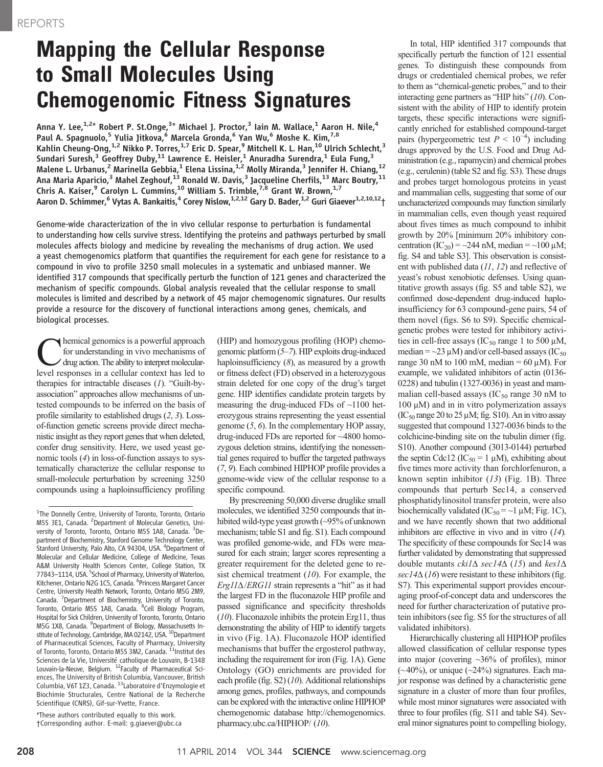# Mapping the Cellular Response to Small Molecules Using Chemogenomic Fitness Signatures

**Anna Y. Lee,[1,2]* Robert P. St.Onge,[3]* Michael J. Proctor,[3] Iain M. Wallace,[1] Aaron H. Nile,[4] Paul A. Spagnuolo,[5] Yulia Jitkova,[6] Marcela Gronda,[6] Yan Wu,[6] Moshe K. Kim,[7,8] Kahlin Cheung-Ong,[1,2] Nikko P. Torres,[1,7] Eric D. Spear,[9] Mitchell K. L. Han,[10] Ulrich Schlecht,[3] Sundari Suresh,[3] Geoffrey Duby,[11] Lawrence E. Heisler,[1] Anuradha Surendra,[1] Eula Fung,[3] Malene L. Urbanus,[2] Marinella Gebbia,[1] Elena Lissina,[1,2] Molly Miranda,[3] Jennifer H. Chiang,[12] Ana Maria Aparicio,[3] Mahel Zeghouf,[13] Ronald W. Davis,[3] Jacqueline Cherfils,[13] Marc Boutry,[11] Chris A. Kaiser,[9] Carolyn L. Cummins,[10] William S. Trimble,[7,8] Grant W. Brown,[1,7] Aaron D. Schimmer,[6] Vytas A. Bankaitis,[4] Corey Nislow,[1,2,12] Gary D. Bader,[1,2] Guri Giaever[1,2,10,12]†**

Genome-wide characterization of the in vivo cellular response to perturbation is fundamental to understanding how cells survive stress. Identifying the proteins and pathways perturbed by small molecules affects biology and medicine by revealing the mechanisms of drug action. We used a yeast chemogenomics platform that quantifies the requirement for each gene for resistance to a compound in vivo to profile 3250 small molecules in a systematic and unbiased manner. We identified 317 compounds that specifically perturb the function of 121 genes and characterized the mechanism of specific compounds. Global analysis revealed that the cellular response to small molecules is limited and described by a network of 45 major chemogenomic signatures. Our results provide a resource for the discovery of functional interactions among genes, chemicals, and biological processes.

Chemical genomics is a powerful approach for understanding in vivo mechanisms of drug action. The ability to interpret molecular-level responses in a cellular context has led to therapies for intractable diseases (*1*). "Guilt-by-association" approaches allow mechanisms of untested compounds to be inferred on the basis of profile similarity to established drugs (*2*, *3*). Loss-of-function genetic screens provide direct mechanistic insight as they report genes that when deleted, confer drug sensitivity. Here, we used yeast genomic tools (*4*) in loss-of-function assays to systematically characterize the cellular response to small-molecule perturbation by screening 3250 compounds using a haploinsufficiency profiling (HIP) and homozygous profiling (HOP) chemogenomic platform (*5*–*7*). HIP exploits drug-induced haploinsufficiency (*8*), as measured by a growth or fitness defect (FD) observed in a heterozygous strain deleted for one copy of the drug's target gene. HIP identifies candidate protein targets by measuring the drug-induced FDs of ~1100 heterozygous strains representing the yeast essential genome (*5*, *6*). In the complementary HOP assay, drug-induced FDs are reported for ~4800 homozygous deletion strains, identifying the nonessential genes required to buffer the targeted pathways (*7*, *9*). Each combined HIPHOP profile provides a genome-wide view of the cellular response to a specific compound.

By prescreening 50,000 diverse druglike small molecules, we identified 3250 compounds that inhibited wild-type yeast growth (~95% of unknown mechanism; table S1 and fig. S1). Each compound was profiled genome-wide, and FDs were measured for each strain; larger scores representing a greater requirement for the deleted gene to resist chemical treatment (*10*). For example, the *Erg11*Δ/*ERG11* strain represents a "hit" as it had the largest FD in the fluconazole HIP profile and passed significance and specificity thresholds (*10*). Fluconazole inhibits the protein Erg11, thus demonstrating the ability of HIP to identify targets in vivo (Fig. 1A). Fluconazole HOP identified mechanisms that buffer the ergosterol pathway, including the requirement for iron (Fig. 1A). Gene Ontology (GO) enrichments are provided for each profile (fig. S2) (*10*). Additional relationships among genes, profiles, pathways, and compounds can be explored with the interactive online HIPHOP chemogenomic database http://chemogenomics.pharmacy.ubc.ca/HIPHOP/ (*10*).

In total, HIP identified 317 compounds that specifically perturb the function of 121 essential genes. To distinguish these compounds from drugs or credentialed chemical probes, we refer to them as "chemical-genetic probes," and to their interacting gene partners as "HIP hits" (*10*). Consistent with the ability of HIP to identify protein targets, these specific interactions were significantly enriched for established compound-target pairs (hypergeometric test $P < 10^{-4}$) including drugs approved by the U.S. Food and Drug Administration (e.g., rapamycin) and chemical probes (e.g., cerulenin) (table S2 and fig. S3). These drugs and probes target homologous proteins in yeast and mammalian cells, suggesting that some of our uncharacterized compounds may function similarly in mammalian cells, even though yeast required about fives times as much compound to inhibit growth by 20% [minimum 20% inhibitory concentration ($IC_{20}$) = ~244 nM, median = ~100 μM; fig. S4 and table S3]. This observation is consistent with published data (*11*, *12*) and reflective of yeast's robust xenobiotic defenses. Using quantitative growth assays (fig. S5 and table S2), we confirmed dose-dependent drug-induced haploinsufficiency for 63 compound-gene pairs, 54 of them novel (figs. S6 to S9). Specific chemical-genetic probes were tested for inhibitory activities in cell-free assays ($IC_{50}$ range 1 to 500 μM, median = ~23 μM) and/or cell-based assays ($IC_{50}$ range 30 nM to 100 mM, median = 60 μM). For example, we validated inhibitors of actin (0136-0228) and tubulin (1327-0036) in yeast and mammalian cell-based assays ($IC_{50}$ range 30 nM to 100 μM) and in in vitro polymerization assays ($IC_{50}$ range 20 to 25 μM; fig. S10). An in vitro assay suggested that compound 1327-0036 binds to the colchicine-binding site on the tubulin dimer (fig. S10). Another compound (3013-0144) perturbed the septin Cdc12 ($IC_{50}$ = 1 μM), exhibiting about five times more activity than forchlorfenuron, a known septin inhibitor (*13*) (Fig. 1B). Three compounds that perturb Sec14, a conserved phosphatidylinositol transfer protein, were also biochemically validated ($IC_{50}$ = ~1 μM; Fig. 1C), and we have recently shown that two additional inhibitors are effective in vivo and in vitro (*14*). The specificity of these compounds for Sec14 was further validated by demonstrating that suppressed double mutants *cki1*Δ *sec14*Δ (*15*) and *kes1*Δ *sec14*Δ (*16*) were resistant to these inhibitors (fig. S7). This experimental support provides encouraging proof-of-concept data and underscores the need for further characterization of putative protein inhibitors (see fig. S5 for the structures of all validated inhibitors).

Hierarchically clustering all HIPHOP profiles allowed classification of cellular response types into major (covering ~36% of profiles), minor (~40%), or unique (~24%) signatures. Each major response was defined by a characteristic gene signature in a cluster of more than four profiles, while most minor signatures were associated with three to four profiles (fig. S11 and table S4). Several minor signatures point to compelling biology,

[1]The Donnelly Centre, University of Toronto, Toronto, Ontario M5S 3E1, Canada. [2]Department of Molecular Genetics, University of Toronto, Toronto, Ontario M5S 1A8, Canada. [3]Department of Biochemistry, Stanford Genome Technology Center, Stanford University, Palo Alto, CA 94304, USA. [4]Department of Molecular and Cellular Medicine, College of Medicine, Texas A&M University Health Sciences Center, College Station, TX 77843–1114, USA. [5]School of Pharmacy, University of Waterloo, Kitchener, Ontario N2G 1C5, Canada. [6]Princess Margaret Cancer Centre, University Health Network, Toronto, Ontario M5G 2M9, Canada. [7]Department of Biochemistry, University of Toronto, Toronto, Ontario M5S 1A8, Canada. [8]Cell Biology Program, Hospital for Sick Children, University of Toronto, Toronto, Ontario M5G 1X8, Canada. [9]Department of Biology, Massachusetts Institute of Technology, Cambridge, MA 02142, USA. [10]Department of Pharmaceutical Sciences, Faculty of Pharmacy, University of Toronto, Toronto, Ontario M5S 3M2, Canada. [11]Institut des Sciences de la Vie, Université catholique de Louvain, B-1348 Louvain-la-Neuve, Belgium. [12]Faculty of Pharmaceutical Sciences, The University of British Columbia, Vancouver, British Columbia, V6T 1Z3, Canada. [13]Laboratoire d'Enzymologie et Biochimie Structurales, Centre National de la Recherche Scientifique (CNRS), Gif-sur-Yvette, France.

*These authors contributed equally to this work.
†Corresponding author. E-mail: g.giaever@ubc.ca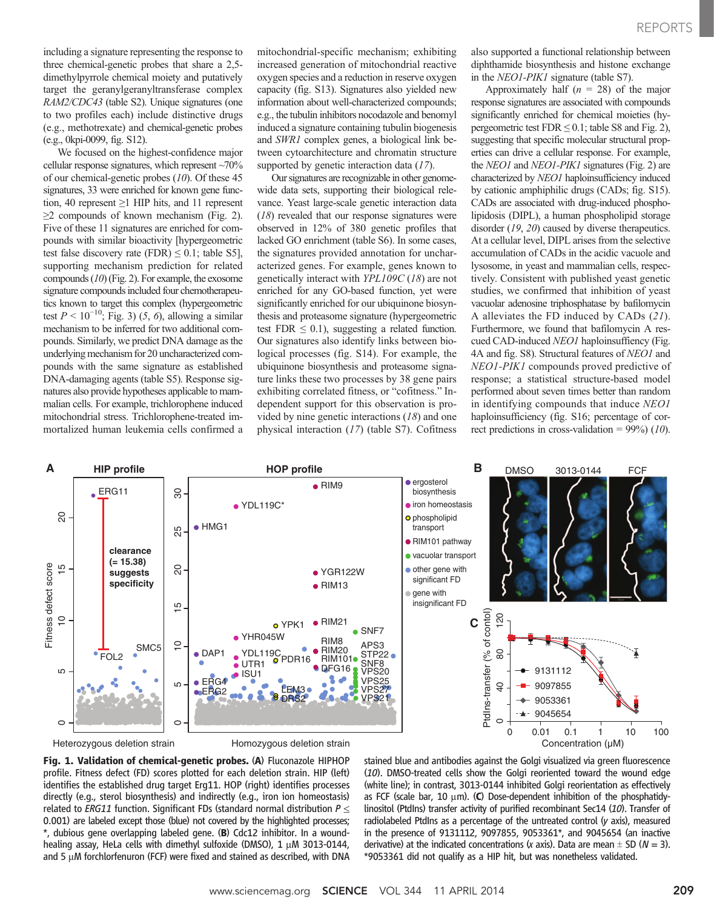including a signature representing the response to three chemical-genetic probes that share a 2,5-dimethylpyrrole chemical moiety and putatively target the geranylgeranyltransferase complex *RAM2/CDC43* (table S2). Unique signatures (one to two profiles each) include distinctive drugs (e.g., methotrexate) and chemical-genetic probes (e.g., 0kpi-0099, fig. S12).

We focused on the highest-confidence major cellular response signatures, which represent ~70% of our chemical-genetic probes (*10*). Of these 45 signatures, 33 were enriched for known gene function, 40 represent ≥1 HIP hits, and 11 represent ≥2 compounds of known mechanism (Fig. 2). Five of these 11 signatures are enriched for compounds with similar bioactivity [hypergeometric test false discovery rate (FDR) ≤ 0.1; table S5], supporting mechanism prediction for related compounds (*10*) (Fig. 2). For example, the exosome signature compounds included four chemotherapeutics known to target this complex (hypergeometric test $P < 10^{-10}$; Fig. 3) (*5*, *6*), allowing a similar mechanism to be inferred for two additional compounds. Similarly, we predict DNA damage as the underlying mechanism for 20 uncharacterized compounds with the same signature as established DNA-damaging agents (table S5). Response signatures also provide hypotheses applicable to mammalian cells. For example, trichlorophene induced mitochondrial stress. Trichlorophene-treated immortalized human leukemia cells confirmed a mitochondrial-specific mechanism; exhibiting increased generation of mitochondrial reactive oxygen species and a reduction in reserve oxygen capacity (fig. S13). Signatures also yielded new information about well-characterized compounds; e.g., the tubulin inhibitors nocodazole and benomyl induced a signature containing tubulin biogenesis and *SWR1* complex genes, a biological link between cytoarchitecture and chromatin structure supported by genetic interaction data (*17*).

Our signatures are recognizable in other genome-wide data sets, supporting their biological relevance. Yeast large-scale genetic interaction data (*18*) revealed that our response signatures were observed in 12% of 380 genetic profiles that lacked GO enrichment (table S6). In some cases, the signatures provided annotation for uncharacterized genes. For example, genes known to genetically interact with *YPL109C* (*18*) are not enriched for any GO-based function, yet were significantly enriched for our ubiquinone biosynthesis and proteasome signature (hypergeometric test FDR ≤ 0.1), suggesting a related function. Our signatures also identify links between biological processes (fig. S14). For example, the ubiquinone biosynthesis and proteasome signature links these two processes by 38 gene pairs exhibiting correlated fitness, or "cofitness." Independent support for this observation is provided by nine genetic interactions (*18*) and one physical interaction (*17*) (table S7). Cofitness also supported a functional relationship between diphthamide biosynthesis and histone exchange in the *NEO1-PIK1* signature (table S7).

Approximately half ($n$ = 28) of the major response signatures are associated with compounds significantly enriched for chemical moieties (hypergeometric test FDR ≤ 0.1; table S8 and Fig. 2), suggesting that specific molecular structural properties can drive a cellular response. For example, the *NEO1* and *NEO1-PIK1* signatures (Fig. 2) are characterized by *NEO1* haploinsufficiency induced by cationic amphiphilic drugs (CADs; fig. S15). CADs are associated with drug-induced phospholipidosis (DIPL), a human phospholipid storage disorder (*19*, *20*) caused by diverse therapeutics. At a cellular level, DIPL arises from the selective accumulation of CADs in the acidic vacuole and lysosome, in yeast and mammalian cells, respectively. Consistent with published yeast genetic studies, we confirmed that inhibition of yeast vacuolar adenosine triphosphatase by bafilomycin A alleviates the FD induced by CADs (*21*). Furthermore, we found that bafilomycin A rescued CAD-induced *NEO1* haploinsuffiency (Fig. 4A and fig. S8). Structural features of *NEO1* and *NEO1-PIK1* compounds proved predictive of response; a statistical structure-based model performed about seven times better than random in identifying compounds that induce *NEO1* haploinsufficiency (fig. S16; percentage of correct predictions in cross-validation = 99%) (*10*).

**Fig. 1. Validation of chemical-genetic probes.** (**A**) Fluconazole HIPHOP profile. Fitness defect (FD) scores plotted for each deletion strain. HIP (left) identifies the established drug target Erg11. HOP (right) identifies processes directly (e.g., sterol biosynthesis) and indirectly (e.g., iron ion homeostasis) related to *ERG11* function. Significant FDs (standard normal distribution $P \leq 0.001$) are labeled except those (blue) not covered by the highlighted processes; *, dubious gene overlapping labeled gene. (**B**) Cdc12 inhibitor. In a wound-healing assay, HeLa cells with dimethyl sulfoxide (DMSO), 1 μM 3013-0144, and 5 μM forchlorfenuron (FCF) were fixed and stained as described, with DNA stained blue and antibodies against the Golgi visualized via green fluorescence (*10*). DMSO-treated cells show the Golgi reoriented toward the wound edge (white line); in contrast, 3013-0144 inhibited Golgi reorientation as effectively as FCF (scale bar, 10 μm). (**C**) Dose-dependent inhibition of the phosphatidylinositol (PtdIns) transfer activity of purified recombinant Sec14 (*10*). Transfer of radiolabeled PtdIns as a percentage of the untreated control ($y$ axis), measured in the presence of 9131112, 9097855, 9053361*, and 9045654 (an inactive derivative) at the indicated concentrations ($x$ axis). Data are mean ± SD ($N$ = 3). *9053361 did not qualify as a HIP hit, but was nonetheless validated.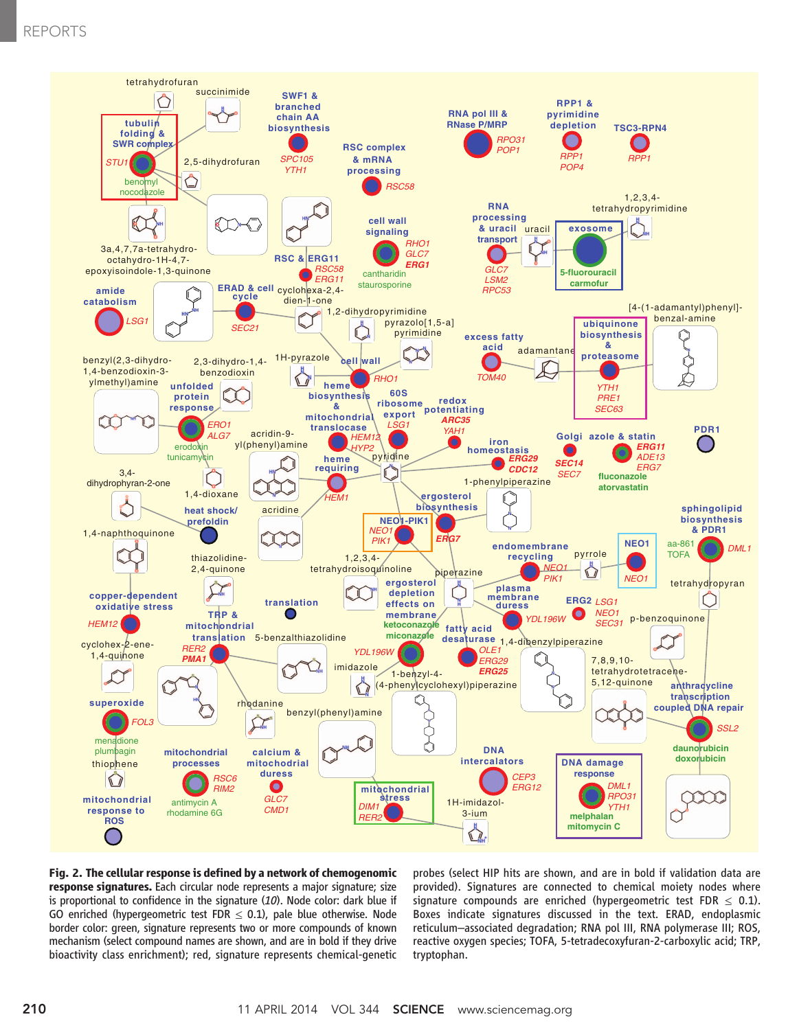**Fig. 2. The cellular response is defined by a network of chemogenomic response signatures.** Each circular node represents a major signature; size is proportional to confidence in the signature (*10*). Node color: dark blue if GO enriched (hypergeometric test FDR ≤ 0.1), pale blue otherwise. Node border color: green, signature represents two or more compounds of known mechanism (select compound names are shown, and are in bold if they drive bioactivity class enrichment); red, signature represents chemical-genetic probes (select HIP hits are shown, and are in bold if validation data are provided). Signatures are connected to chemical moiety nodes where signature compounds are enriched (hypergeometric test FDR ≤ 0.1). Boxes indicate signatures discussed in the text. ERAD, endoplasmic reticulum–associated degradation; RNA pol III, RNA polymerase III; ROS, reactive oxygen species; TOFA, 5-tetradecoxyfuran-2-carboxylic acid; TRP, tryptophan.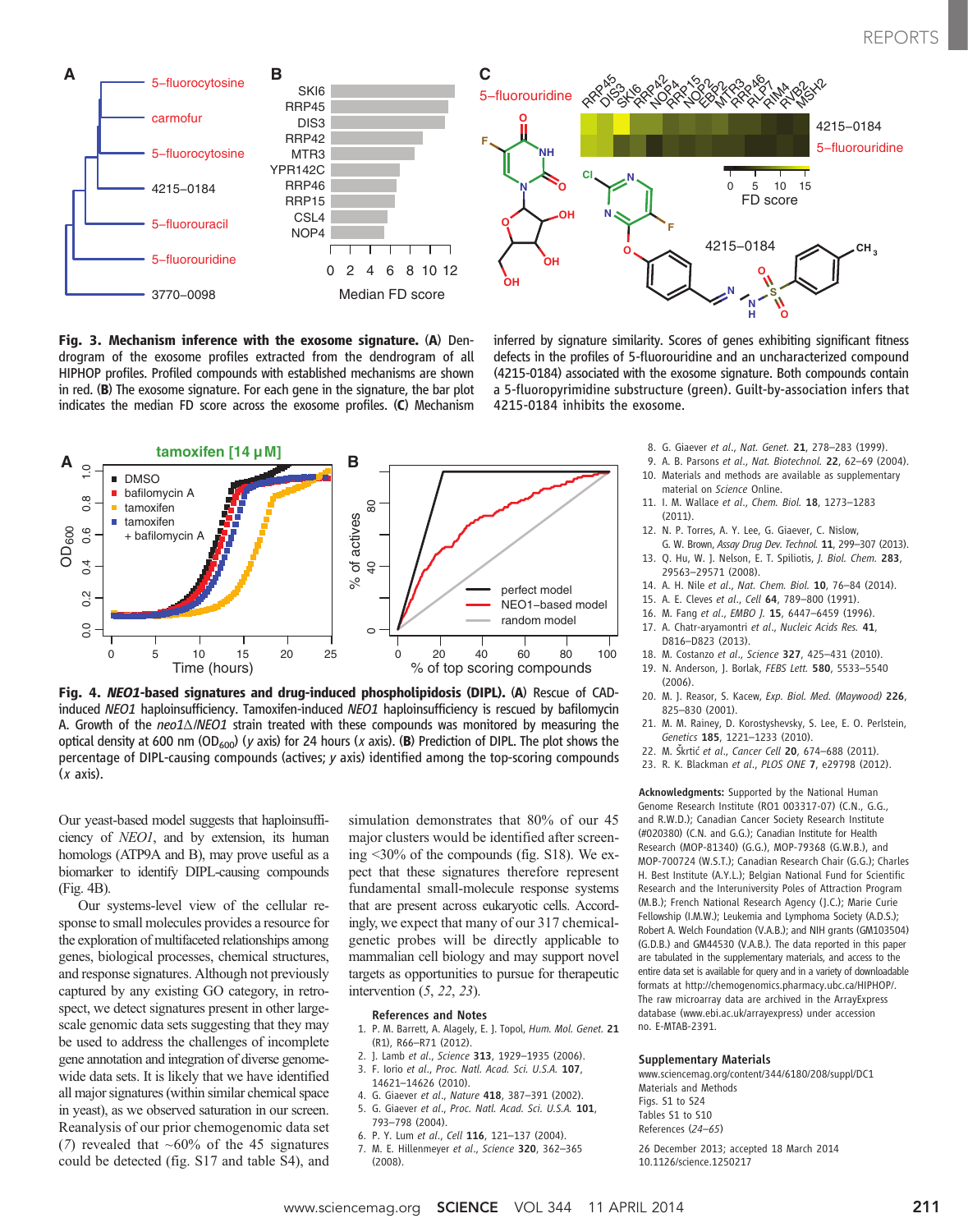A

5–fluorocytosine
carmofur
5–fluorocytosine
4215–0184
5–fluorouracil
5–fluorouridine
3770–0098

B

SKI6
RRP45
DIS3
RRP42
MTR3
YPR142C
RRP46
RRP15
CSL4
NOP4

0 2 4 6 8 10 12
Median FD score

C

5–fluorouridine

RRP45 DIS3 SKI6 RRP42 NOP4 RRP15 NOP2 EBP2 MTR3 RRP46 RLP7 RIM4 RVB2 MSH2

4215–0184
5–fluorouridine

0 5 10 15
FD score

4215–0184

**Fig. 3. Mechanism inference with the exosome signature.** (**A**) Dendrogram of the exosome profiles extracted from the dendrogram of all HIPHOP profiles. Profiled compounds with established mechanisms are shown in red. (**B**) The exosome signature. For each gene in the signature, the bar plot indicates the median FD score across the exosome profiles. (**C**) Mechanism inferred by signature similarity. Scores of genes exhibiting significant fitness defects in the profiles of 5-fluorouridine and an uncharacterized compound (4215-0184) associated with the exosome signature. Both compounds contain a 5-fluoropyrimidine substructure (green). Guilt-by-association infers that 4215-0184 inhibits the exosome.

A

tamoxifen [14 μM]

DMSO
bafilomycin A
tamoxifen
tamoxifen + bafilomycin A

$OD_{600}$

Time (hours)

B

% of actives

% of top scoring compounds

perfect model
NEO1–based model
random model

**Fig. 4. *NEO1*-based signatures and drug-induced phospholipidosis (DIPL).** (**A**) Rescue of CAD-induced *NEO1* haploinsufficiency. Tamoxifen-induced *NEO1* haploinsufficiency is rescued by bafilomycin A. Growth of the *neo1*Δ/*NEO1* strain treated with these compounds was monitored by measuring the optical density at 600 nm ($OD_{600}$) (*y* axis) for 24 hours (*x* axis). (**B**) Prediction of DIPL. The plot shows the percentage of DIPL-causing compounds (actives; *y* axis) identified among the top-scoring compounds (*x* axis).

Our yeast-based model suggests that haploinsufficiency of *NEO1*, and by extension, its human homologs (ATP9A and B), may prove useful as a biomarker to identify DIPL-causing compounds (Fig. 4B).

Our systems-level view of the cellular response to small molecules provides a resource for the exploration of multifaceted relationships among genes, biological processes, chemical structures, and response signatures. Although not previously captured by any existing GO category, in retrospect, we detect signatures present in other large-scale genomic data sets suggesting that they may be used to address the challenges of incomplete gene annotation and integration of diverse genome-wide data sets. It is likely that we have identified all major signatures (within similar chemical space in yeast), as we observed saturation in our screen. Reanalysis of our prior chemogenomic data set (*7*) revealed that ~60% of the 45 signatures could be detected (fig. S17 and table S4), and simulation demonstrates that 80% of our 45 major clusters would be identified after screening <30% of the compounds (fig. S18). We expect that these signatures therefore represent fundamental small-molecule response systems that are present across eukaryotic cells. Accordingly, we expect that many of our 317 chemical-genetic probes will be directly applicable to mammalian cell biology and may support novel targets as opportunities to pursue for therapeutic intervention (*5*, *22*, *23*).

### References and Notes

1. P. M. Barrett, A. Alagely, E. J. Topol, *Hum. Mol. Genet.* **21** (R1), R66–R71 (2012).
2. J. Lamb *et al.*, *Science* **313**, 1929–1935 (2006).
3. F. Iorio *et al.*, *Proc. Natl. Acad. Sci. U.S.A.* **107**, 14621–14626 (2010).
4. G. Giaever *et al.*, *Nature* **418**, 387–391 (2002).
5. G. Giaever *et al.*, *Proc. Natl. Acad. Sci. U.S.A.* **101**, 793–798 (2004).
6. P. Y. Lum *et al.*, *Cell* **116**, 121–137 (2004).
7. M. E. Hillenmeyer *et al.*, *Science* **320**, 362–365 (2008).
8. G. Giaever *et al.*, *Nat. Genet.* **21**, 278–283 (1999).
9. A. B. Parsons *et al.*, *Nat. Biotechnol.* **22**, 62–69 (2004).
10. Materials and methods are available as supplementary material on *Science* Online.
11. I. M. Wallace *et al.*, *Chem. Biol.* **18**, 1273–1283 (2011).
12. N. P. Torres, A. Y. Lee, G. Giaever, C. Nislow, G. W. Brown, *Assay Drug Dev. Technol.* **11**, 299–307 (2013).
13. Q. Hu, W. J. Nelson, E. T. Spiliotis, *J. Biol. Chem.* **283**, 29563–29571 (2008).
14. A. H. Nile *et al.*, *Nat. Chem. Biol.* **10**, 76–84 (2014).
15. A. E. Cleves *et al.*, *Cell* **64**, 789–800 (1991).
16. M. Fang *et al.*, *EMBO J.* **15**, 6447–6459 (1996).
17. A. Chatr-aryamontri *et al.*, *Nucleic Acids Res.* **41**, D816–D823 (2013).
18. M. Costanzo *et al.*, *Science* **327**, 425–431 (2010).
19. N. Anderson, J. Borlak, *FEBS Lett.* **580**, 5533–5540 (2006).
20. M. J. Reasor, S. Kacew, *Exp. Biol. Med. (Maywood)* **226**, 825–830 (2001).
21. M. M. Rainey, D. Korostyshevsky, S. Lee, E. O. Perlstein, *Genetics* **185**, 1221–1233 (2010).
22. M. Škrtić *et al.*, *Cancer Cell* **20**, 674–688 (2011).
23. R. K. Blackman *et al.*, *PLOS ONE* **7**, e29798 (2012).

**Acknowledgments:** Supported by the National Human Genome Research Institute (RO1 003317-07) (C.N., G.G., and R.W.D.); Canadian Cancer Society Research Institute (#020380) (C.N. and G.G.); Canadian Institute for Health Research (MOP-81340) (G.G.), MOP-79368 (G.W.B.), and MOP-700724 (W.S.T.); Canadian Research Chair (G.G.); Charles H. Best Institute (A.Y.L.); Belgian National Fund for Scientific Research and the Interuniversity Poles of Attraction Program (M.B.); French National Research Agency (J.C.); Marie Curie Fellowship (I.M.W.); Leukemia and Lymphoma Society (A.D.S.); Robert A. Welch Foundation (V.A.B.); and NIH grants (GM103504) (G.D.B.) and GM44530 (V.A.B.). The data reported in this paper are tabulated in the supplementary materials, and access to the entire data set is available for query and in a variety of downloadable formats at http://chemogenomics.pharmacy.ubc.ca/HIPHOP/. The raw microarray data are archived in the ArrayExpress database (www.ebi.ac.uk/arrayexpress) under accession no. E-MTAB-2391.

### Supplementary Materials

www.sciencemag.org/content/344/6180/208/suppl/DC1
Materials and Methods
Figs. S1 to S24
Tables S1 to S10
References (*24*–*65*)

26 December 2013; accepted 18 March 2014
10.1126/science.1250217